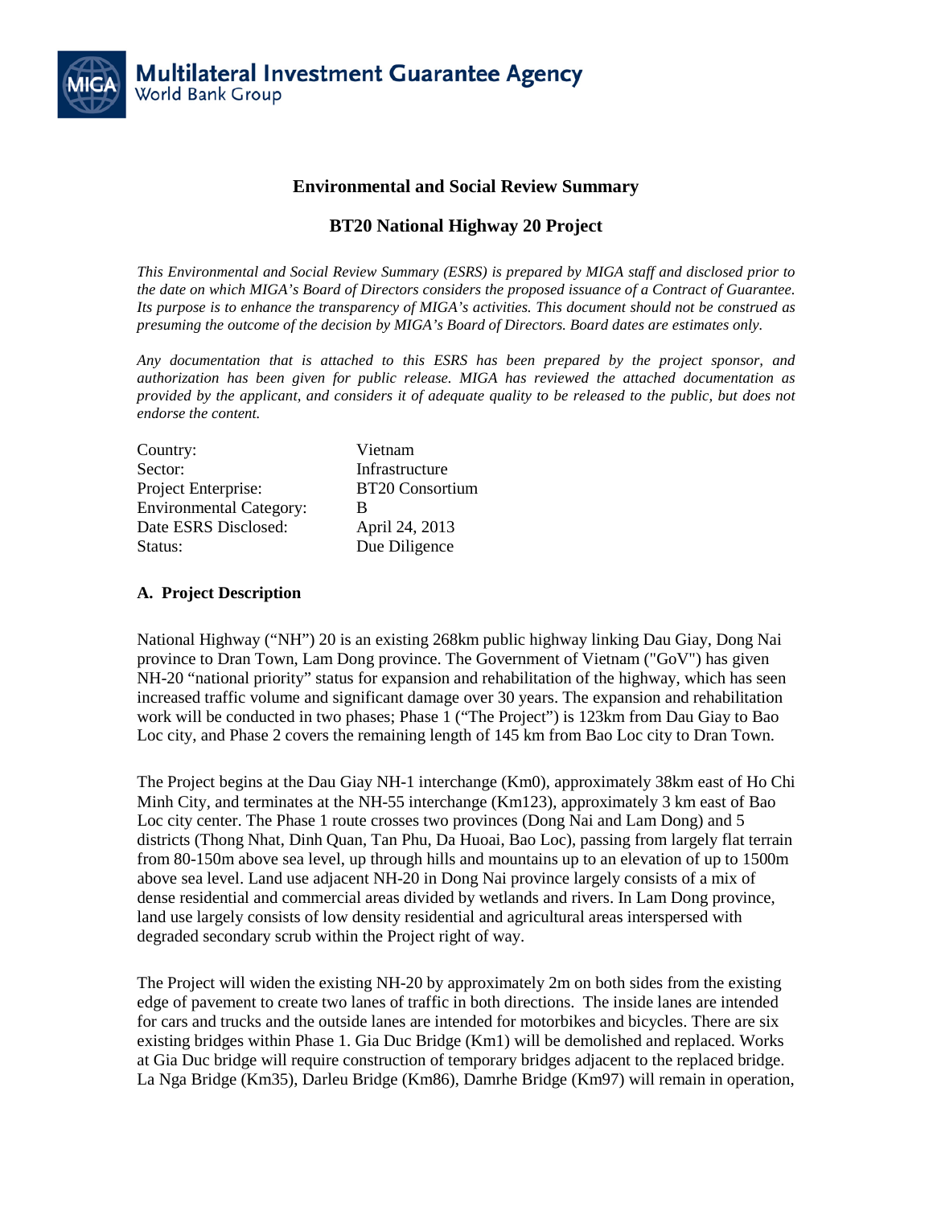Multilateral Investment Guarantee Agency
World Bank Group

# Environmental and Social Review Summary

## BT20 National Highway 20 Project

*This Environmental and Social Review Summary (ESRS) is prepared by MIGA staff and disclosed prior to the date on which MIGA's Board of Directors considers the proposed issuance of a Contract of Guarantee. Its purpose is to enhance the transparency of MIGA's activities. This document should not be construed as presuming the outcome of the decision by MIGA's Board of Directors. Board dates are estimates only.*

*Any documentation that is attached to this ESRS has been prepared by the project sponsor, and authorization has been given for public release. MIGA has reviewed the attached documentation as provided by the applicant, and considers it of adequate quality to be released to the public, but does not endorse the content.*

| | |
|---|---|
| Country: | Vietnam |
| Sector: | Infrastructure |
| Project Enterprise: | BT20 Consortium |
| Environmental Category: | B |
| Date ESRS Disclosed: | April 24, 2013 |
| Status: | Due Diligence |

### A. Project Description

National Highway ("NH") 20 is an existing 268km public highway linking Dau Giay, Dong Nai province to Dran Town, Lam Dong province. The Government of Vietnam ("GoV") has given NH-20 "national priority" status for expansion and rehabilitation of the highway, which has seen increased traffic volume and significant damage over 30 years. The expansion and rehabilitation work will be conducted in two phases; Phase 1 ("The Project") is 123km from Dau Giay to Bao Loc city, and Phase 2 covers the remaining length of 145 km from Bao Loc city to Dran Town.

The Project begins at the Dau Giay NH-1 interchange (Km0), approximately 38km east of Ho Chi Minh City, and terminates at the NH-55 interchange (Km123), approximately 3 km east of Bao Loc city center. The Phase 1 route crosses two provinces (Dong Nai and Lam Dong) and 5 districts (Thong Nhat, Dinh Quan, Tan Phu, Da Huoai, Bao Loc), passing from largely flat terrain from 80-150m above sea level, up through hills and mountains up to an elevation of up to 1500m above sea level. Land use adjacent NH-20 in Dong Nai province largely consists of a mix of dense residential and commercial areas divided by wetlands and rivers. In Lam Dong province, land use largely consists of low density residential and agricultural areas interspersed with degraded secondary scrub within the Project right of way.

The Project will widen the existing NH-20 by approximately 2m on both sides from the existing edge of pavement to create two lanes of traffic in both directions. The inside lanes are intended for cars and trucks and the outside lanes are intended for motorbikes and bicycles. There are six existing bridges within Phase 1. Gia Duc Bridge (Km1) will be demolished and replaced. Works at Gia Duc bridge will require construction of temporary bridges adjacent to the replaced bridge. La Nga Bridge (Km35), Darleu Bridge (Km86), Damrhe Bridge (Km97) will remain in operation,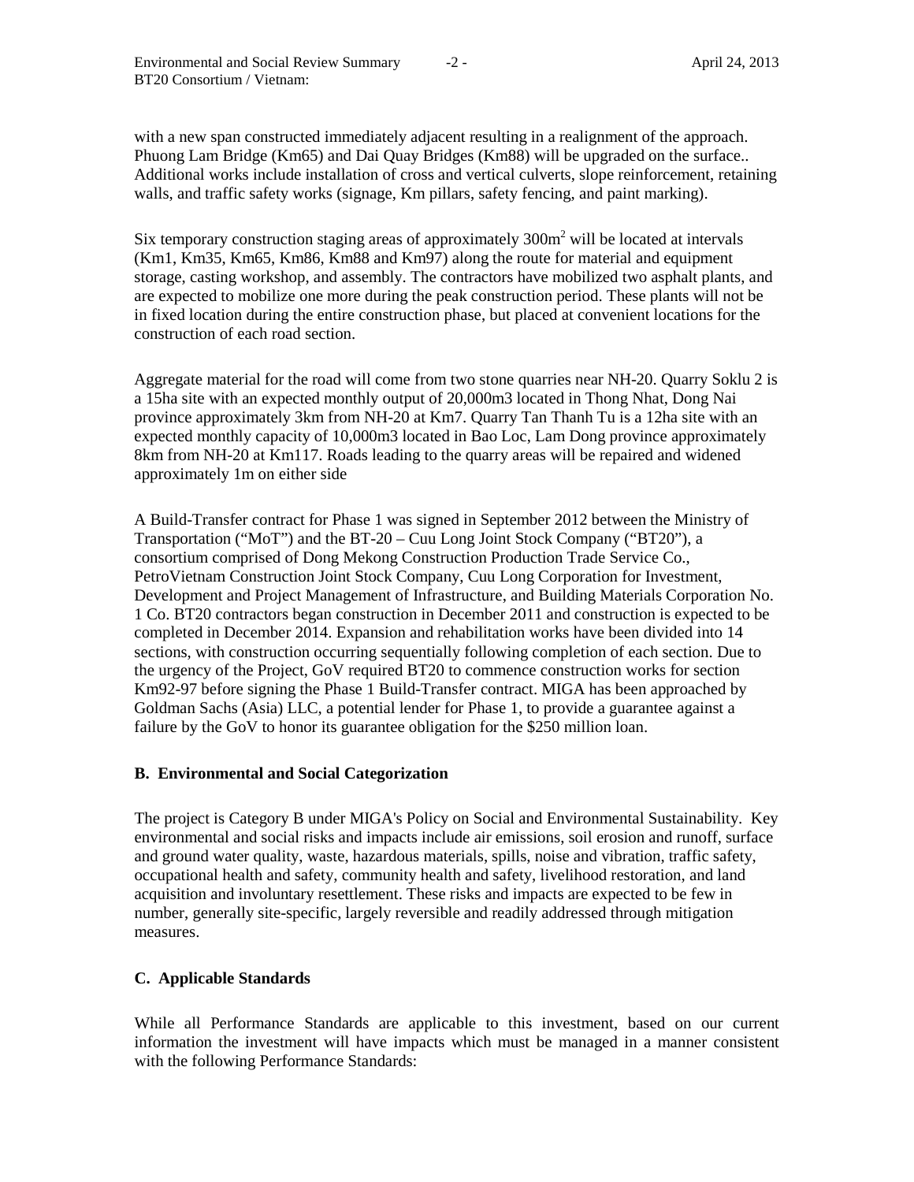with a new span constructed immediately adjacent resulting in a realignment of the approach. Phuong Lam Bridge (Km65) and Dai Quay Bridges (Km88) will be upgraded on the surface.. Additional works include installation of cross and vertical culverts, slope reinforcement, retaining walls, and traffic safety works (signage, Km pillars, safety fencing, and paint marking).

Six temporary construction staging areas of approximately 300m$^2$ will be located at intervals (Km1, Km35, Km65, Km86, Km88 and Km97) along the route for material and equipment storage, casting workshop, and assembly. The contractors have mobilized two asphalt plants, and are expected to mobilize one more during the peak construction period. These plants will not be in fixed location during the entire construction phase, but placed at convenient locations for the construction of each road section.

Aggregate material for the road will come from two stone quarries near NH-20. Quarry Soklu 2 is a 15ha site with an expected monthly output of 20,000m3 located in Thong Nhat, Dong Nai province approximately 3km from NH-20 at Km7. Quarry Tan Thanh Tu is a 12ha site with an expected monthly capacity of 10,000m3 located in Bao Loc, Lam Dong province approximately 8km from NH-20 at Km117. Roads leading to the quarry areas will be repaired and widened approximately 1m on either side

A Build-Transfer contract for Phase 1 was signed in September 2012 between the Ministry of Transportation ("MoT") and the BT-20 – Cuu Long Joint Stock Company ("BT20"), a consortium comprised of Dong Mekong Construction Production Trade Service Co., PetroVietnam Construction Joint Stock Company, Cuu Long Corporation for Investment, Development and Project Management of Infrastructure, and Building Materials Corporation No. 1 Co. BT20 contractors began construction in December 2011 and construction is expected to be completed in December 2014. Expansion and rehabilitation works have been divided into 14 sections, with construction occurring sequentially following completion of each section. Due to the urgency of the Project, GoV required BT20 to commence construction works for section Km92-97 before signing the Phase 1 Build-Transfer contract. MIGA has been approached by Goldman Sachs (Asia) LLC, a potential lender for Phase 1, to provide a guarantee against a failure by the GoV to honor its guarantee obligation for the $250 million loan.

## B. Environmental and Social Categorization

The project is Category B under MIGA's Policy on Social and Environmental Sustainability. Key environmental and social risks and impacts include air emissions, soil erosion and runoff, surface and ground water quality, waste, hazardous materials, spills, noise and vibration, traffic safety, occupational health and safety, community health and safety, livelihood restoration, and land acquisition and involuntary resettlement. These risks and impacts are expected to be few in number, generally site-specific, largely reversible and readily addressed through mitigation measures.

## C. Applicable Standards

While all Performance Standards are applicable to this investment, based on our current information the investment will have impacts which must be managed in a manner consistent with the following Performance Standards: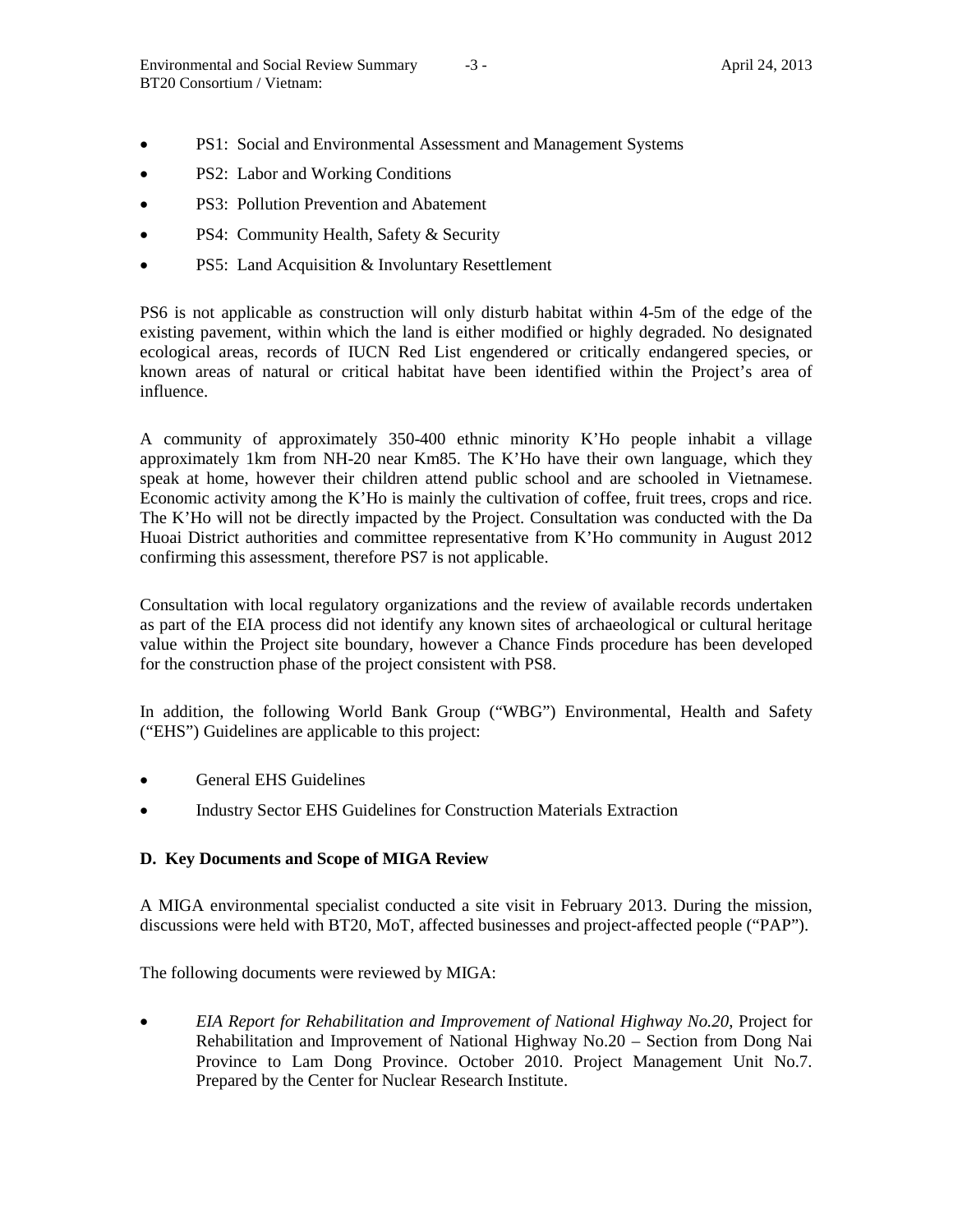- PS1: Social and Environmental Assessment and Management Systems
- PS2: Labor and Working Conditions
- PS3: Pollution Prevention and Abatement
- PS4: Community Health, Safety & Security
- PS5: Land Acquisition & Involuntary Resettlement

PS6 is not applicable as construction will only disturb habitat within 4-5m of the edge of the existing pavement, within which the land is either modified or highly degraded. No designated ecological areas, records of IUCN Red List engendered or critically endangered species, or known areas of natural or critical habitat have been identified within the Project's area of influence.

A community of approximately 350-400 ethnic minority K'Ho people inhabit a village approximately 1km from NH-20 near Km85. The K'Ho have their own language, which they speak at home, however their children attend public school and are schooled in Vietnamese. Economic activity among the K'Ho is mainly the cultivation of coffee, fruit trees, crops and rice. The K'Ho will not be directly impacted by the Project. Consultation was conducted with the Da Huoai District authorities and committee representative from K'Ho community in August 2012 confirming this assessment, therefore PS7 is not applicable.

Consultation with local regulatory organizations and the review of available records undertaken as part of the EIA process did not identify any known sites of archaeological or cultural heritage value within the Project site boundary, however a Chance Finds procedure has been developed for the construction phase of the project consistent with PS8.

In addition, the following World Bank Group ("WBG") Environmental, Health and Safety ("EHS") Guidelines are applicable to this project:

- General EHS Guidelines
- Industry Sector EHS Guidelines for Construction Materials Extraction

**D. Key Documents and Scope of MIGA Review**

A MIGA environmental specialist conducted a site visit in February 2013. During the mission, discussions were held with BT20, MoT, affected businesses and project-affected people ("PAP").

The following documents were reviewed by MIGA:

- *EIA Report for Rehabilitation and Improvement of National Highway No.20*, Project for Rehabilitation and Improvement of National Highway No.20 – Section from Dong Nai Province to Lam Dong Province. October 2010. Project Management Unit No.7. Prepared by the Center for Nuclear Research Institute.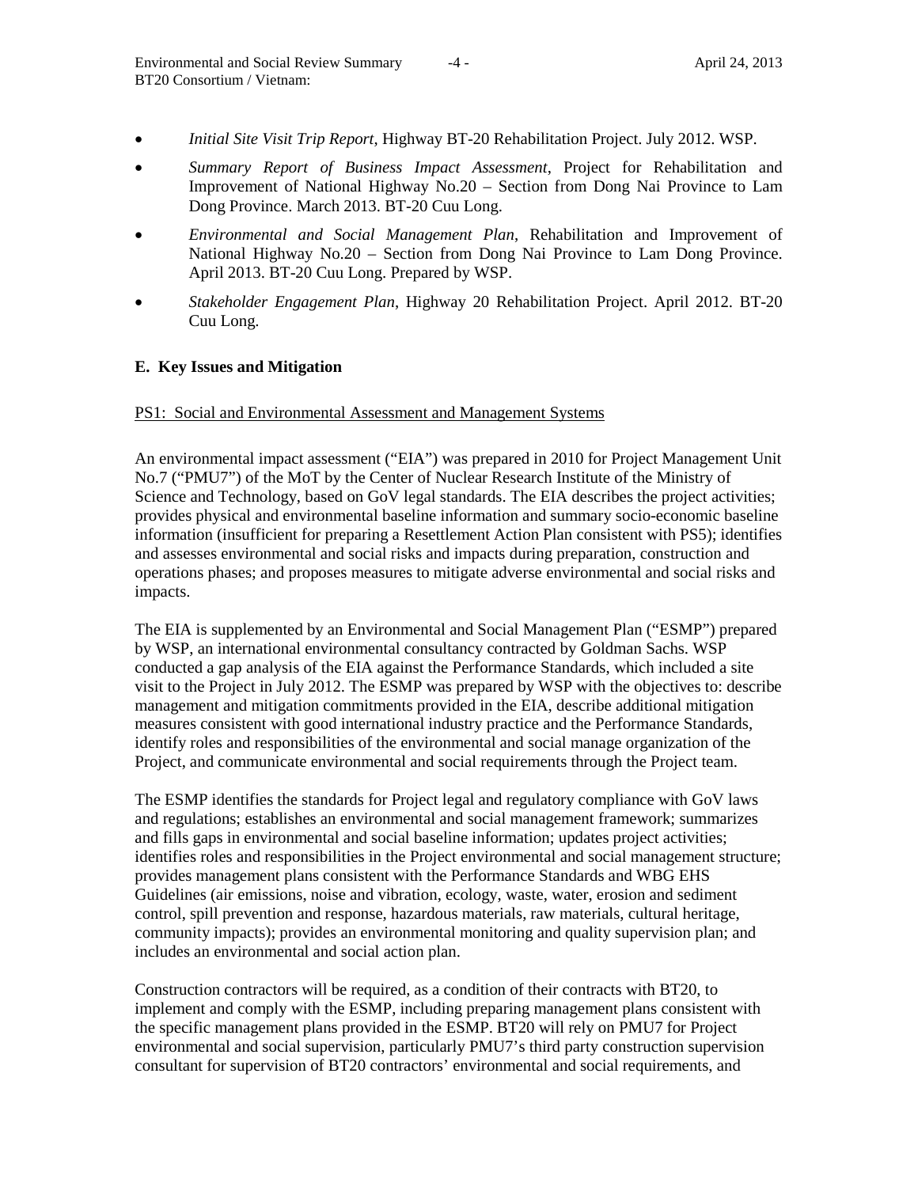- *Initial Site Visit Trip Report*, Highway BT-20 Rehabilitation Project. July 2012. WSP.
- *Summary Report of Business Impact Assessment*, Project for Rehabilitation and Improvement of National Highway No.20 – Section from Dong Nai Province to Lam Dong Province. March 2013. BT-20 Cuu Long.
- *Environmental and Social Management Plan*, Rehabilitation and Improvement of National Highway No.20 – Section from Dong Nai Province to Lam Dong Province. April 2013. BT-20 Cuu Long. Prepared by WSP.
- *Stakeholder Engagement Plan*, Highway 20 Rehabilitation Project. April 2012. BT-20 Cuu Long.

**E. Key Issues and Mitigation**

PS1: Social and Environmental Assessment and Management Systems

An environmental impact assessment ("EIA") was prepared in 2010 for Project Management Unit No.7 ("PMU7") of the MoT by the Center of Nuclear Research Institute of the Ministry of Science and Technology, based on GoV legal standards. The EIA describes the project activities; provides physical and environmental baseline information and summary socio-economic baseline information (insufficient for preparing a Resettlement Action Plan consistent with PS5); identifies and assesses environmental and social risks and impacts during preparation, construction and operations phases; and proposes measures to mitigate adverse environmental and social risks and impacts.

The EIA is supplemented by an Environmental and Social Management Plan ("ESMP") prepared by WSP, an international environmental consultancy contracted by Goldman Sachs. WSP conducted a gap analysis of the EIA against the Performance Standards, which included a site visit to the Project in July 2012. The ESMP was prepared by WSP with the objectives to: describe management and mitigation commitments provided in the EIA, describe additional mitigation measures consistent with good international industry practice and the Performance Standards, identify roles and responsibilities of the environmental and social manage organization of the Project, and communicate environmental and social requirements through the Project team.

The ESMP identifies the standards for Project legal and regulatory compliance with GoV laws and regulations; establishes an environmental and social management framework; summarizes and fills gaps in environmental and social baseline information; updates project activities; identifies roles and responsibilities in the Project environmental and social management structure; provides management plans consistent with the Performance Standards and WBG EHS Guidelines (air emissions, noise and vibration, ecology, waste, water, erosion and sediment control, spill prevention and response, hazardous materials, raw materials, cultural heritage, community impacts); provides an environmental monitoring and quality supervision plan; and includes an environmental and social action plan.

Construction contractors will be required, as a condition of their contracts with BT20, to implement and comply with the ESMP, including preparing management plans consistent with the specific management plans provided in the ESMP. BT20 will rely on PMU7 for Project environmental and social supervision, particularly PMU7's third party construction supervision consultant for supervision of BT20 contractors' environmental and social requirements, and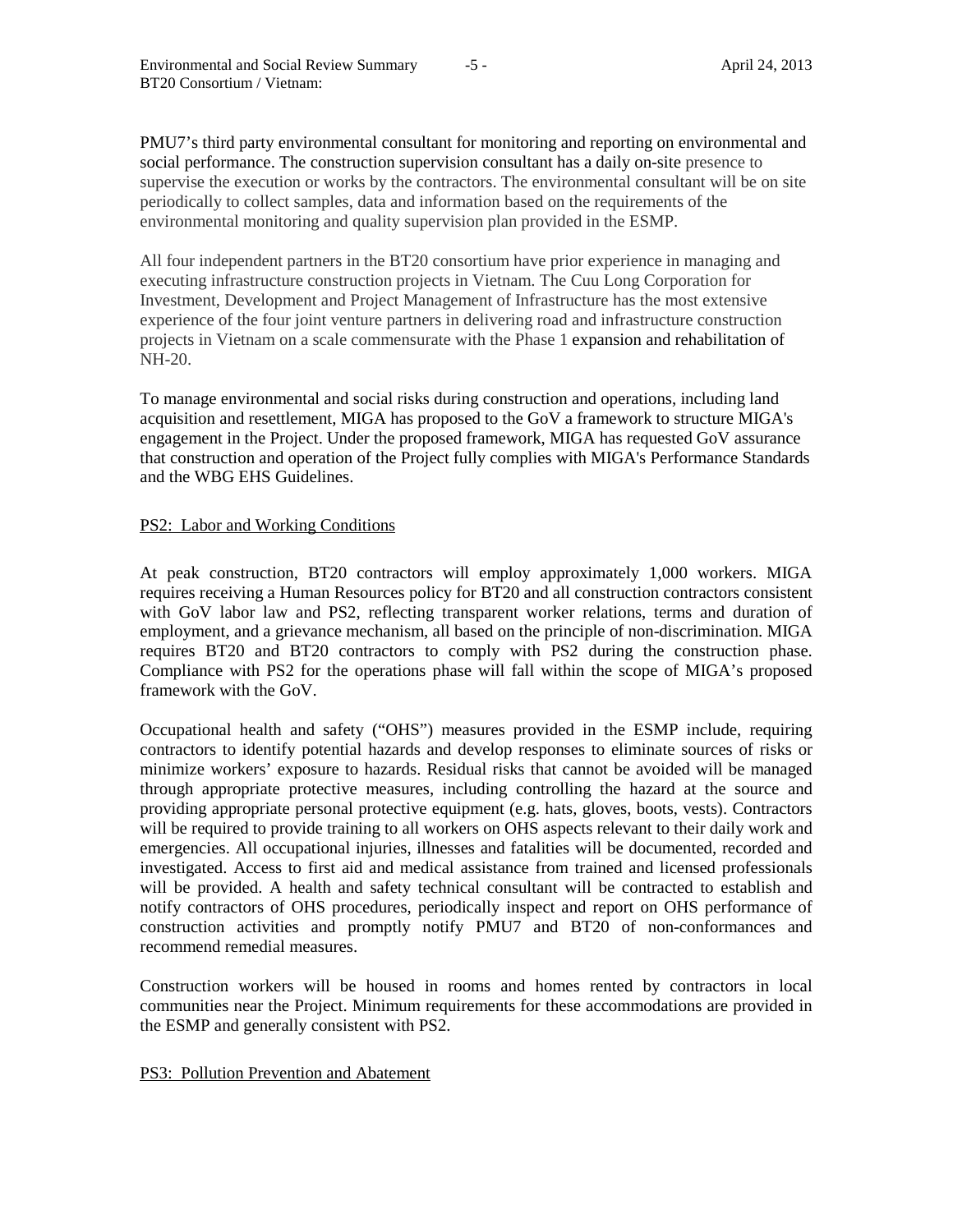PMU7's third party environmental consultant for monitoring and reporting on environmental and social performance. The construction supervision consultant has a daily on-site presence to supervise the execution or works by the contractors. The environmental consultant will be on site periodically to collect samples, data and information based on the requirements of the environmental monitoring and quality supervision plan provided in the ESMP.

All four independent partners in the BT20 consortium have prior experience in managing and executing infrastructure construction projects in Vietnam. The Cuu Long Corporation for Investment, Development and Project Management of Infrastructure has the most extensive experience of the four joint venture partners in delivering road and infrastructure construction projects in Vietnam on a scale commensurate with the Phase 1 expansion and rehabilitation of NH-20.

To manage environmental and social risks during construction and operations, including land acquisition and resettlement, MIGA has proposed to the GoV a framework to structure MIGA's engagement in the Project. Under the proposed framework, MIGA has requested GoV assurance that construction and operation of the Project fully complies with MIGA's Performance Standards and the WBG EHS Guidelines.

PS2: Labor and Working Conditions

At peak construction, BT20 contractors will employ approximately 1,000 workers. MIGA requires receiving a Human Resources policy for BT20 and all construction contractors consistent with GoV labor law and PS2, reflecting transparent worker relations, terms and duration of employment, and a grievance mechanism, all based on the principle of non-discrimination. MIGA requires BT20 and BT20 contractors to comply with PS2 during the construction phase. Compliance with PS2 for the operations phase will fall within the scope of MIGA's proposed framework with the GoV.

Occupational health and safety ("OHS") measures provided in the ESMP include, requiring contractors to identify potential hazards and develop responses to eliminate sources of risks or minimize workers' exposure to hazards. Residual risks that cannot be avoided will be managed through appropriate protective measures, including controlling the hazard at the source and providing appropriate personal protective equipment (e.g. hats, gloves, boots, vests). Contractors will be required to provide training to all workers on OHS aspects relevant to their daily work and emergencies. All occupational injuries, illnesses and fatalities will be documented, recorded and investigated. Access to first aid and medical assistance from trained and licensed professionals will be provided. A health and safety technical consultant will be contracted to establish and notify contractors of OHS procedures, periodically inspect and report on OHS performance of construction activities and promptly notify PMU7 and BT20 of non-conformances and recommend remedial measures.

Construction workers will be housed in rooms and homes rented by contractors in local communities near the Project. Minimum requirements for these accommodations are provided in the ESMP and generally consistent with PS2.

PS3: Pollution Prevention and Abatement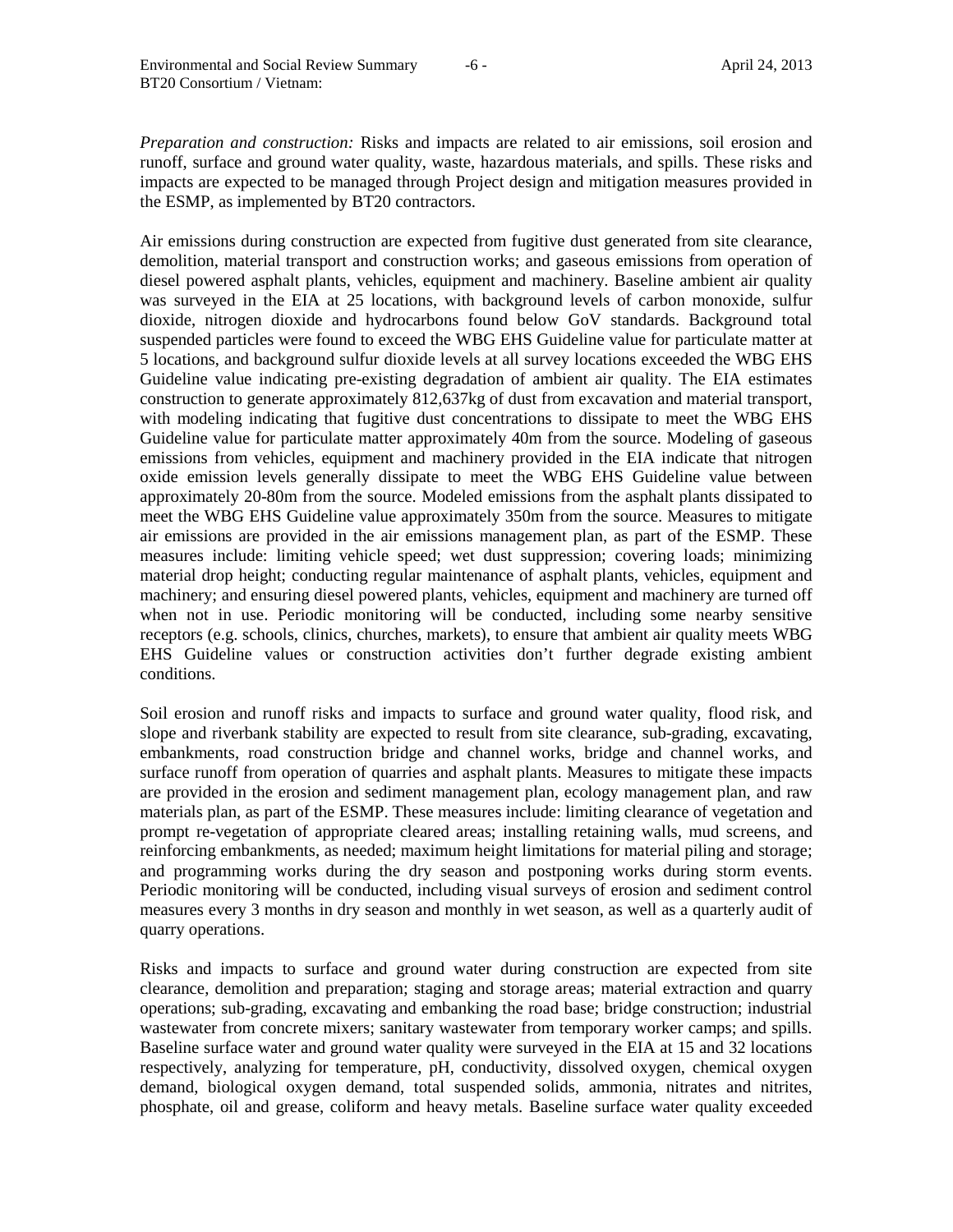*Preparation and construction:* Risks and impacts are related to air emissions, soil erosion and runoff, surface and ground water quality, waste, hazardous materials, and spills. These risks and impacts are expected to be managed through Project design and mitigation measures provided in the ESMP, as implemented by BT20 contractors.

Air emissions during construction are expected from fugitive dust generated from site clearance, demolition, material transport and construction works; and gaseous emissions from operation of diesel powered asphalt plants, vehicles, equipment and machinery. Baseline ambient air quality was surveyed in the EIA at 25 locations, with background levels of carbon monoxide, sulfur dioxide, nitrogen dioxide and hydrocarbons found below GoV standards. Background total suspended particles were found to exceed the WBG EHS Guideline value for particulate matter at 5 locations, and background sulfur dioxide levels at all survey locations exceeded the WBG EHS Guideline value indicating pre-existing degradation of ambient air quality. The EIA estimates construction to generate approximately 812,637kg of dust from excavation and material transport, with modeling indicating that fugitive dust concentrations to dissipate to meet the WBG EHS Guideline value for particulate matter approximately 40m from the source. Modeling of gaseous emissions from vehicles, equipment and machinery provided in the EIA indicate that nitrogen oxide emission levels generally dissipate to meet the WBG EHS Guideline value between approximately 20-80m from the source. Modeled emissions from the asphalt plants dissipated to meet the WBG EHS Guideline value approximately 350m from the source. Measures to mitigate air emissions are provided in the air emissions management plan, as part of the ESMP. These measures include: limiting vehicle speed; wet dust suppression; covering loads; minimizing material drop height; conducting regular maintenance of asphalt plants, vehicles, equipment and machinery; and ensuring diesel powered plants, vehicles, equipment and machinery are turned off when not in use. Periodic monitoring will be conducted, including some nearby sensitive receptors (e.g. schools, clinics, churches, markets), to ensure that ambient air quality meets WBG EHS Guideline values or construction activities don't further degrade existing ambient conditions.

Soil erosion and runoff risks and impacts to surface and ground water quality, flood risk, and slope and riverbank stability are expected to result from site clearance, sub-grading, excavating, embankments, road construction bridge and channel works, bridge and channel works, and surface runoff from operation of quarries and asphalt plants. Measures to mitigate these impacts are provided in the erosion and sediment management plan, ecology management plan, and raw materials plan, as part of the ESMP. These measures include: limiting clearance of vegetation and prompt re-vegetation of appropriate cleared areas; installing retaining walls, mud screens, and reinforcing embankments, as needed; maximum height limitations for material piling and storage; and programming works during the dry season and postponing works during storm events. Periodic monitoring will be conducted, including visual surveys of erosion and sediment control measures every 3 months in dry season and monthly in wet season, as well as a quarterly audit of quarry operations.

Risks and impacts to surface and ground water during construction are expected from site clearance, demolition and preparation; staging and storage areas; material extraction and quarry operations; sub-grading, excavating and embanking the road base; bridge construction; industrial wastewater from concrete mixers; sanitary wastewater from temporary worker camps; and spills. Baseline surface water and ground water quality were surveyed in the EIA at 15 and 32 locations respectively, analyzing for temperature, pH, conductivity, dissolved oxygen, chemical oxygen demand, biological oxygen demand, total suspended solids, ammonia, nitrates and nitrites, phosphate, oil and grease, coliform and heavy metals. Baseline surface water quality exceeded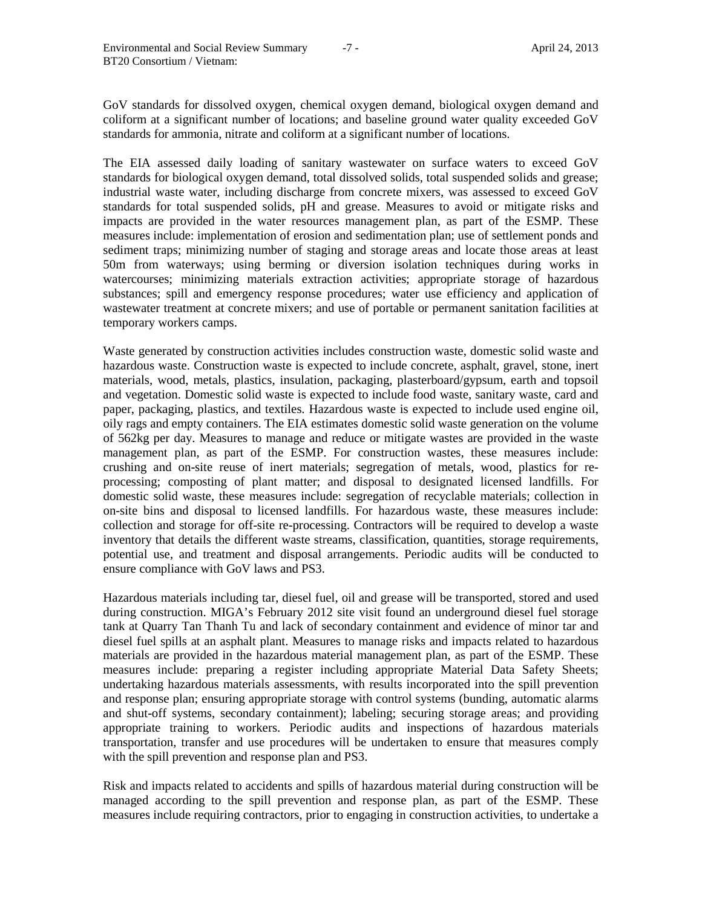GoV standards for dissolved oxygen, chemical oxygen demand, biological oxygen demand and coliform at a significant number of locations; and baseline ground water quality exceeded GoV standards for ammonia, nitrate and coliform at a significant number of locations.

The EIA assessed daily loading of sanitary wastewater on surface waters to exceed GoV standards for biological oxygen demand, total dissolved solids, total suspended solids and grease; industrial waste water, including discharge from concrete mixers, was assessed to exceed GoV standards for total suspended solids, pH and grease. Measures to avoid or mitigate risks and impacts are provided in the water resources management plan, as part of the ESMP. These measures include: implementation of erosion and sedimentation plan; use of settlement ponds and sediment traps; minimizing number of staging and storage areas and locate those areas at least 50m from waterways; using berming or diversion isolation techniques during works in watercourses; minimizing materials extraction activities; appropriate storage of hazardous substances; spill and emergency response procedures; water use efficiency and application of wastewater treatment at concrete mixers; and use of portable or permanent sanitation facilities at temporary workers camps.

Waste generated by construction activities includes construction waste, domestic solid waste and hazardous waste. Construction waste is expected to include concrete, asphalt, gravel, stone, inert materials, wood, metals, plastics, insulation, packaging, plasterboard/gypsum, earth and topsoil and vegetation. Domestic solid waste is expected to include food waste, sanitary waste, card and paper, packaging, plastics, and textiles. Hazardous waste is expected to include used engine oil, oily rags and empty containers. The EIA estimates domestic solid waste generation on the volume of 562kg per day. Measures to manage and reduce or mitigate wastes are provided in the waste management plan, as part of the ESMP. For construction wastes, these measures include: crushing and on-site reuse of inert materials; segregation of metals, wood, plastics for re-processing; composting of plant matter; and disposal to designated licensed landfills. For domestic solid waste, these measures include: segregation of recyclable materials; collection in on-site bins and disposal to licensed landfills. For hazardous waste, these measures include: collection and storage for off-site re-processing. Contractors will be required to develop a waste inventory that details the different waste streams, classification, quantities, storage requirements, potential use, and treatment and disposal arrangements. Periodic audits will be conducted to ensure compliance with GoV laws and PS3.

Hazardous materials including tar, diesel fuel, oil and grease will be transported, stored and used during construction. MIGA's February 2012 site visit found an underground diesel fuel storage tank at Quarry Tan Thanh Tu and lack of secondary containment and evidence of minor tar and diesel fuel spills at an asphalt plant. Measures to manage risks and impacts related to hazardous materials are provided in the hazardous material management plan, as part of the ESMP. These measures include: preparing a register including appropriate Material Data Safety Sheets; undertaking hazardous materials assessments, with results incorporated into the spill prevention and response plan; ensuring appropriate storage with control systems (bunding, automatic alarms and shut-off systems, secondary containment); labeling; securing storage areas; and providing appropriate training to workers. Periodic audits and inspections of hazardous materials transportation, transfer and use procedures will be undertaken to ensure that measures comply with the spill prevention and response plan and PS3.

Risk and impacts related to accidents and spills of hazardous material during construction will be managed according to the spill prevention and response plan, as part of the ESMP. These measures include requiring contractors, prior to engaging in construction activities, to undertake a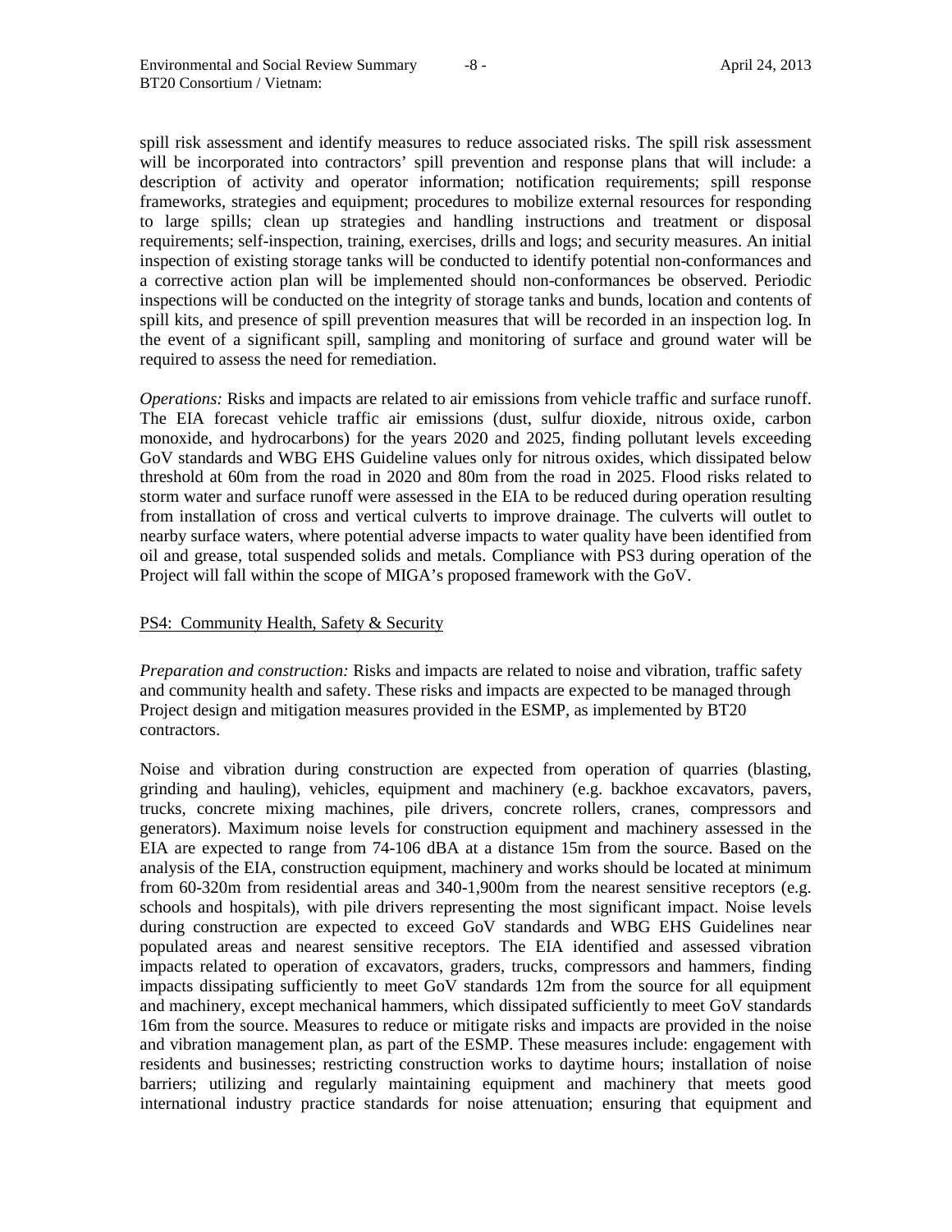spill risk assessment and identify measures to reduce associated risks. The spill risk assessment will be incorporated into contractors' spill prevention and response plans that will include: a description of activity and operator information; notification requirements; spill response frameworks, strategies and equipment; procedures to mobilize external resources for responding to large spills; clean up strategies and handling instructions and treatment or disposal requirements; self-inspection, training, exercises, drills and logs; and security measures. An initial inspection of existing storage tanks will be conducted to identify potential non-conformances and a corrective action plan will be implemented should non-conformances be observed. Periodic inspections will be conducted on the integrity of storage tanks and bunds, location and contents of spill kits, and presence of spill prevention measures that will be recorded in an inspection log. In the event of a significant spill, sampling and monitoring of surface and ground water will be required to assess the need for remediation.

*Operations:* Risks and impacts are related to air emissions from vehicle traffic and surface runoff. The EIA forecast vehicle traffic air emissions (dust, sulfur dioxide, nitrous oxide, carbon monoxide, and hydrocarbons) for the years 2020 and 2025, finding pollutant levels exceeding GoV standards and WBG EHS Guideline values only for nitrous oxides, which dissipated below threshold at 60m from the road in 2020 and 80m from the road in 2025. Flood risks related to storm water and surface runoff were assessed in the EIA to be reduced during operation resulting from installation of cross and vertical culverts to improve drainage. The culverts will outlet to nearby surface waters, where potential adverse impacts to water quality have been identified from oil and grease, total suspended solids and metals. Compliance with PS3 during operation of the Project will fall within the scope of MIGA's proposed framework with the GoV.

## PS4: Community Health, Safety & Security

*Preparation and construction:* Risks and impacts are related to noise and vibration, traffic safety and community health and safety. These risks and impacts are expected to be managed through Project design and mitigation measures provided in the ESMP, as implemented by BT20 contractors.

Noise and vibration during construction are expected from operation of quarries (blasting, grinding and hauling), vehicles, equipment and machinery (e.g. backhoe excavators, pavers, trucks, concrete mixing machines, pile drivers, concrete rollers, cranes, compressors and generators). Maximum noise levels for construction equipment and machinery assessed in the EIA are expected to range from 74-106 dBA at a distance 15m from the source. Based on the analysis of the EIA, construction equipment, machinery and works should be located at minimum from 60-320m from residential areas and 340-1,900m from the nearest sensitive receptors (e.g. schools and hospitals), with pile drivers representing the most significant impact. Noise levels during construction are expected to exceed GoV standards and WBG EHS Guidelines near populated areas and nearest sensitive receptors. The EIA identified and assessed vibration impacts related to operation of excavators, graders, trucks, compressors and hammers, finding impacts dissipating sufficiently to meet GoV standards 12m from the source for all equipment and machinery, except mechanical hammers, which dissipated sufficiently to meet GoV standards 16m from the source. Measures to reduce or mitigate risks and impacts are provided in the noise and vibration management plan, as part of the ESMP. These measures include: engagement with residents and businesses; restricting construction works to daytime hours; installation of noise barriers; utilizing and regularly maintaining equipment and machinery that meets good international industry practice standards for noise attenuation; ensuring that equipment and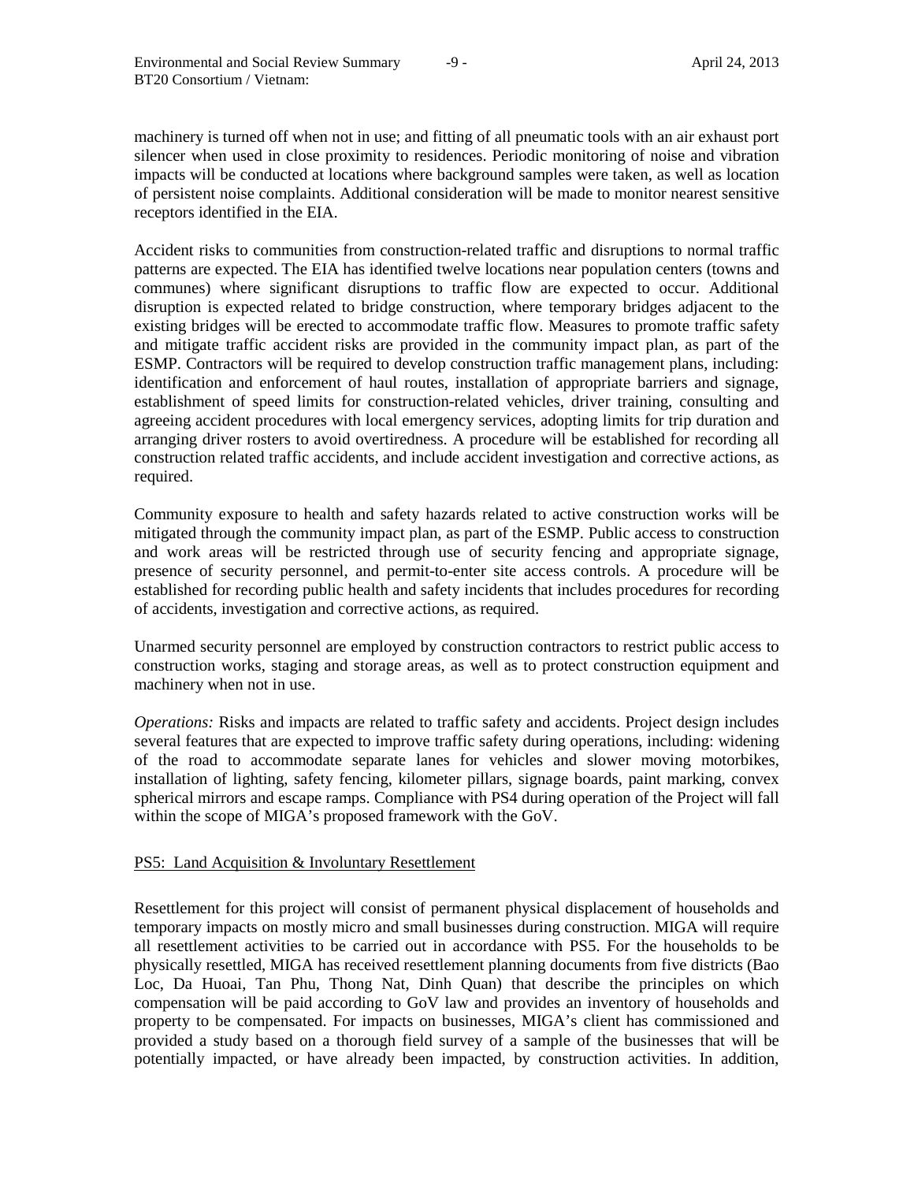machinery is turned off when not in use; and fitting of all pneumatic tools with an air exhaust port silencer when used in close proximity to residences. Periodic monitoring of noise and vibration impacts will be conducted at locations where background samples were taken, as well as location of persistent noise complaints. Additional consideration will be made to monitor nearest sensitive receptors identified in the EIA.

Accident risks to communities from construction-related traffic and disruptions to normal traffic patterns are expected. The EIA has identified twelve locations near population centers (towns and communes) where significant disruptions to traffic flow are expected to occur. Additional disruption is expected related to bridge construction, where temporary bridges adjacent to the existing bridges will be erected to accommodate traffic flow. Measures to promote traffic safety and mitigate traffic accident risks are provided in the community impact plan, as part of the ESMP. Contractors will be required to develop construction traffic management plans, including: identification and enforcement of haul routes, installation of appropriate barriers and signage, establishment of speed limits for construction-related vehicles, driver training, consulting and agreeing accident procedures with local emergency services, adopting limits for trip duration and arranging driver rosters to avoid overtiredness. A procedure will be established for recording all construction related traffic accidents, and include accident investigation and corrective actions, as required.

Community exposure to health and safety hazards related to active construction works will be mitigated through the community impact plan, as part of the ESMP. Public access to construction and work areas will be restricted through use of security fencing and appropriate signage, presence of security personnel, and permit-to-enter site access controls. A procedure will be established for recording public health and safety incidents that includes procedures for recording of accidents, investigation and corrective actions, as required.

Unarmed security personnel are employed by construction contractors to restrict public access to construction works, staging and storage areas, as well as to protect construction equipment and machinery when not in use.

*Operations:* Risks and impacts are related to traffic safety and accidents. Project design includes several features that are expected to improve traffic safety during operations, including: widening of the road to accommodate separate lanes for vehicles and slower moving motorbikes, installation of lighting, safety fencing, kilometer pillars, signage boards, paint marking, convex spherical mirrors and escape ramps. Compliance with PS4 during operation of the Project will fall within the scope of MIGA's proposed framework with the GoV.

## PS5: Land Acquisition & Involuntary Resettlement

Resettlement for this project will consist of permanent physical displacement of households and temporary impacts on mostly micro and small businesses during construction. MIGA will require all resettlement activities to be carried out in accordance with PS5. For the households to be physically resettled, MIGA has received resettlement planning documents from five districts (Bao Loc, Da Huoai, Tan Phu, Thong Nat, Dinh Quan) that describe the principles on which compensation will be paid according to GoV law and provides an inventory of households and property to be compensated. For impacts on businesses, MIGA's client has commissioned and provided a study based on a thorough field survey of a sample of the businesses that will be potentially impacted, or have already been impacted, by construction activities. In addition,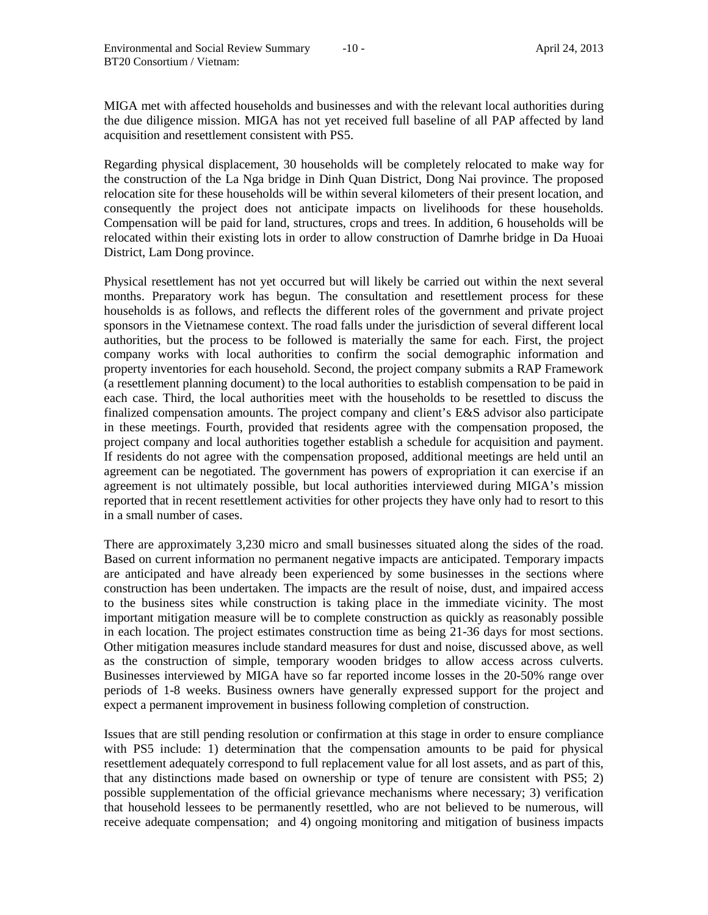MIGA met with affected households and businesses and with the relevant local authorities during the due diligence mission. MIGA has not yet received full baseline of all PAP affected by land acquisition and resettlement consistent with PS5.

Regarding physical displacement, 30 households will be completely relocated to make way for the construction of the La Nga bridge in Dinh Quan District, Dong Nai province. The proposed relocation site for these households will be within several kilometers of their present location, and consequently the project does not anticipate impacts on livelihoods for these households. Compensation will be paid for land, structures, crops and trees. In addition, 6 households will be relocated within their existing lots in order to allow construction of Damrhe bridge in Da Huoai District, Lam Dong province.

Physical resettlement has not yet occurred but will likely be carried out within the next several months. Preparatory work has begun. The consultation and resettlement process for these households is as follows, and reflects the different roles of the government and private project sponsors in the Vietnamese context. The road falls under the jurisdiction of several different local authorities, but the process to be followed is materially the same for each. First, the project company works with local authorities to confirm the social demographic information and property inventories for each household. Second, the project company submits a RAP Framework (a resettlement planning document) to the local authorities to establish compensation to be paid in each case. Third, the local authorities meet with the households to be resettled to discuss the finalized compensation amounts. The project company and client's E&S advisor also participate in these meetings. Fourth, provided that residents agree with the compensation proposed, the project company and local authorities together establish a schedule for acquisition and payment. If residents do not agree with the compensation proposed, additional meetings are held until an agreement can be negotiated. The government has powers of expropriation it can exercise if an agreement is not ultimately possible, but local authorities interviewed during MIGA's mission reported that in recent resettlement activities for other projects they have only had to resort to this in a small number of cases.

There are approximately 3,230 micro and small businesses situated along the sides of the road. Based on current information no permanent negative impacts are anticipated. Temporary impacts are anticipated and have already been experienced by some businesses in the sections where construction has been undertaken. The impacts are the result of noise, dust, and impaired access to the business sites while construction is taking place in the immediate vicinity. The most important mitigation measure will be to complete construction as quickly as reasonably possible in each location. The project estimates construction time as being 21-36 days for most sections. Other mitigation measures include standard measures for dust and noise, discussed above, as well as the construction of simple, temporary wooden bridges to allow access across culverts. Businesses interviewed by MIGA have so far reported income losses in the 20-50% range over periods of 1-8 weeks. Business owners have generally expressed support for the project and expect a permanent improvement in business following completion of construction.

Issues that are still pending resolution or confirmation at this stage in order to ensure compliance with PS5 include: 1) determination that the compensation amounts to be paid for physical resettlement adequately correspond to full replacement value for all lost assets, and as part of this, that any distinctions made based on ownership or type of tenure are consistent with PS5; 2) possible supplementation of the official grievance mechanisms where necessary; 3) verification that household lessees to be permanently resettled, who are not believed to be numerous, will receive adequate compensation; and 4) ongoing monitoring and mitigation of business impacts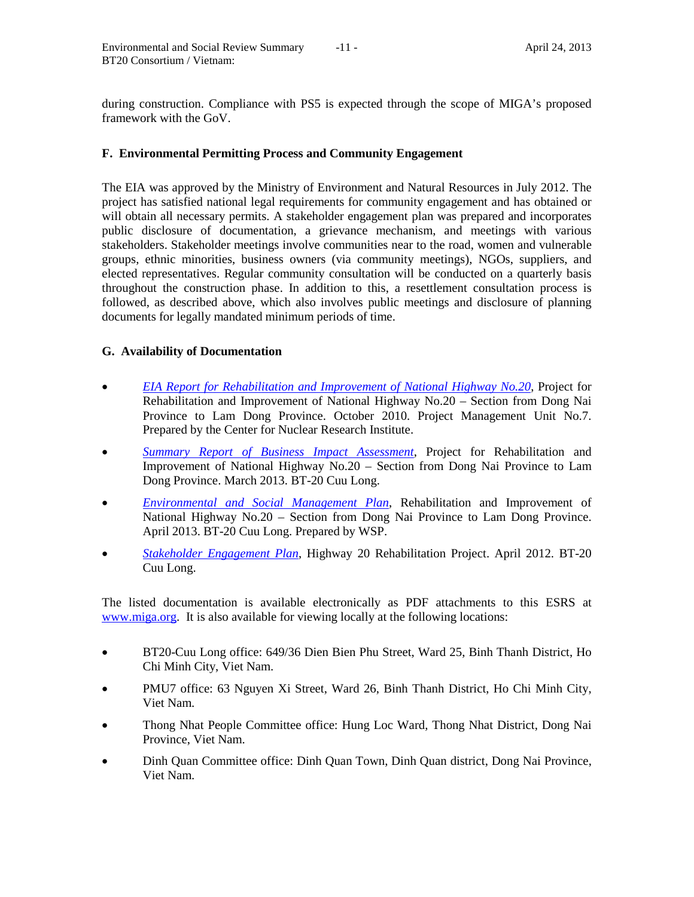during construction. Compliance with PS5 is expected through the scope of MIGA's proposed framework with the GoV.

## F. Environmental Permitting Process and Community Engagement

The EIA was approved by the Ministry of Environment and Natural Resources in July 2012. The project has satisfied national legal requirements for community engagement and has obtained or will obtain all necessary permits. A stakeholder engagement plan was prepared and incorporates public disclosure of documentation, a grievance mechanism, and meetings with various stakeholders. Stakeholder meetings involve communities near to the road, women and vulnerable groups, ethnic minorities, business owners (via community meetings), NGOs, suppliers, and elected representatives. Regular community consultation will be conducted on a quarterly basis throughout the construction phase. In addition to this, a resettlement consultation process is followed, as described above, which also involves public meetings and disclosure of planning documents for legally mandated minimum periods of time.

## G. Availability of Documentation

- *EIA Report for Rehabilitation and Improvement of National Highway No.20*, Project for Rehabilitation and Improvement of National Highway No.20 – Section from Dong Nai Province to Lam Dong Province. October 2010. Project Management Unit No.7. Prepared by the Center for Nuclear Research Institute.
- *Summary Report of Business Impact Assessment*, Project for Rehabilitation and Improvement of National Highway No.20 – Section from Dong Nai Province to Lam Dong Province. March 2013. BT-20 Cuu Long.
- *Environmental and Social Management Plan*, Rehabilitation and Improvement of National Highway No.20 – Section from Dong Nai Province to Lam Dong Province. April 2013. BT-20 Cuu Long. Prepared by WSP.
- *Stakeholder Engagement Plan*, Highway 20 Rehabilitation Project. April 2012. BT-20 Cuu Long.

The listed documentation is available electronically as PDF attachments to this ESRS at www.miga.org. It is also available for viewing locally at the following locations:

- BT20-Cuu Long office: 649/36 Dien Bien Phu Street, Ward 25, Binh Thanh District, Ho Chi Minh City, Viet Nam.
- PMU7 office: 63 Nguyen Xi Street, Ward 26, Binh Thanh District, Ho Chi Minh City, Viet Nam.
- Thong Nhat People Committee office: Hung Loc Ward, Thong Nhat District, Dong Nai Province, Viet Nam.
- Dinh Quan Committee office: Dinh Quan Town, Dinh Quan district, Dong Nai Province, Viet Nam.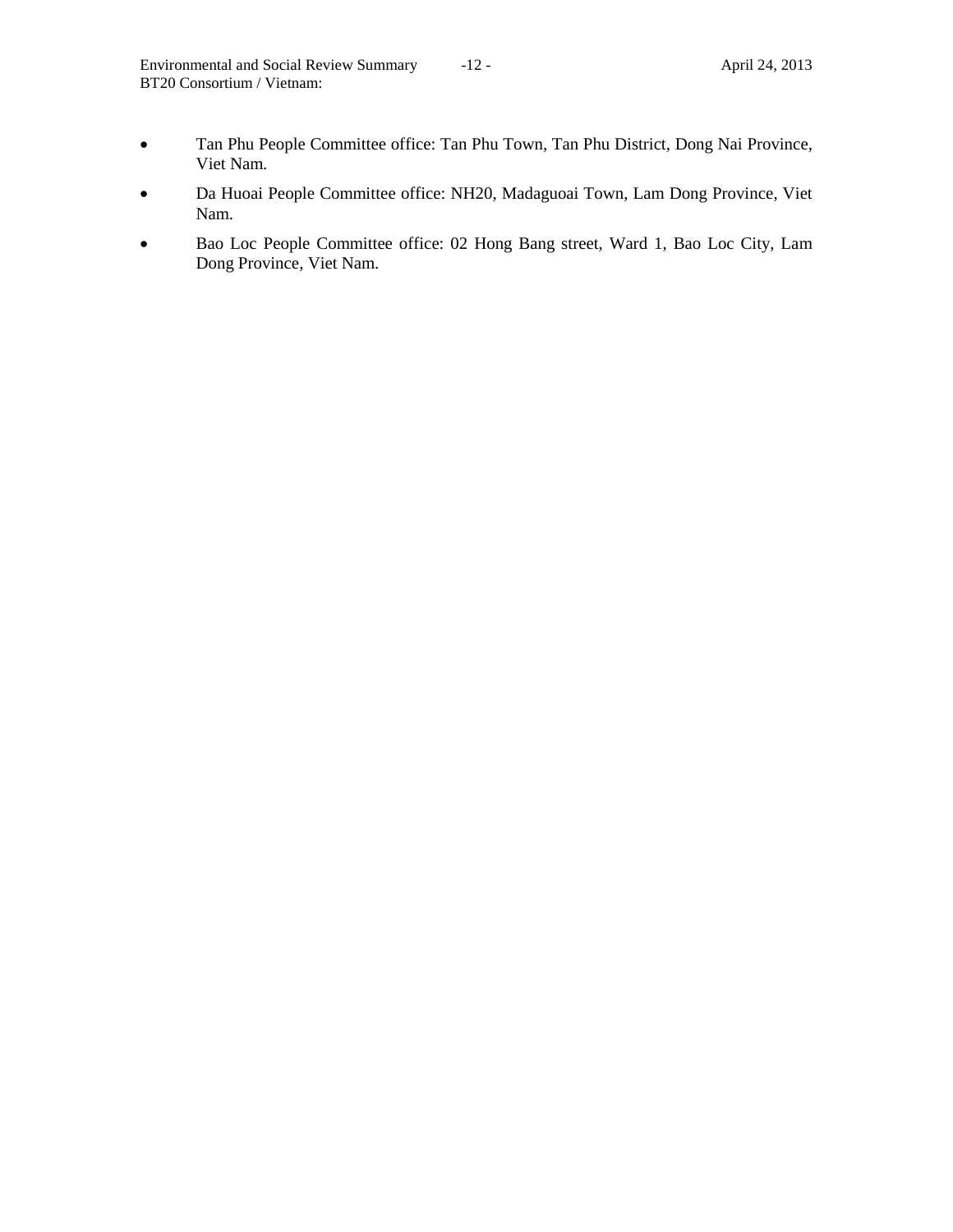- Tan Phu People Committee office: Tan Phu Town, Tan Phu District, Dong Nai Province, Viet Nam.
- Da Huoai People Committee office: NH20, Madaguoai Town, Lam Dong Province, Viet Nam.
- Bao Loc People Committee office: 02 Hong Bang street, Ward 1, Bao Loc City, Lam Dong Province, Viet Nam.